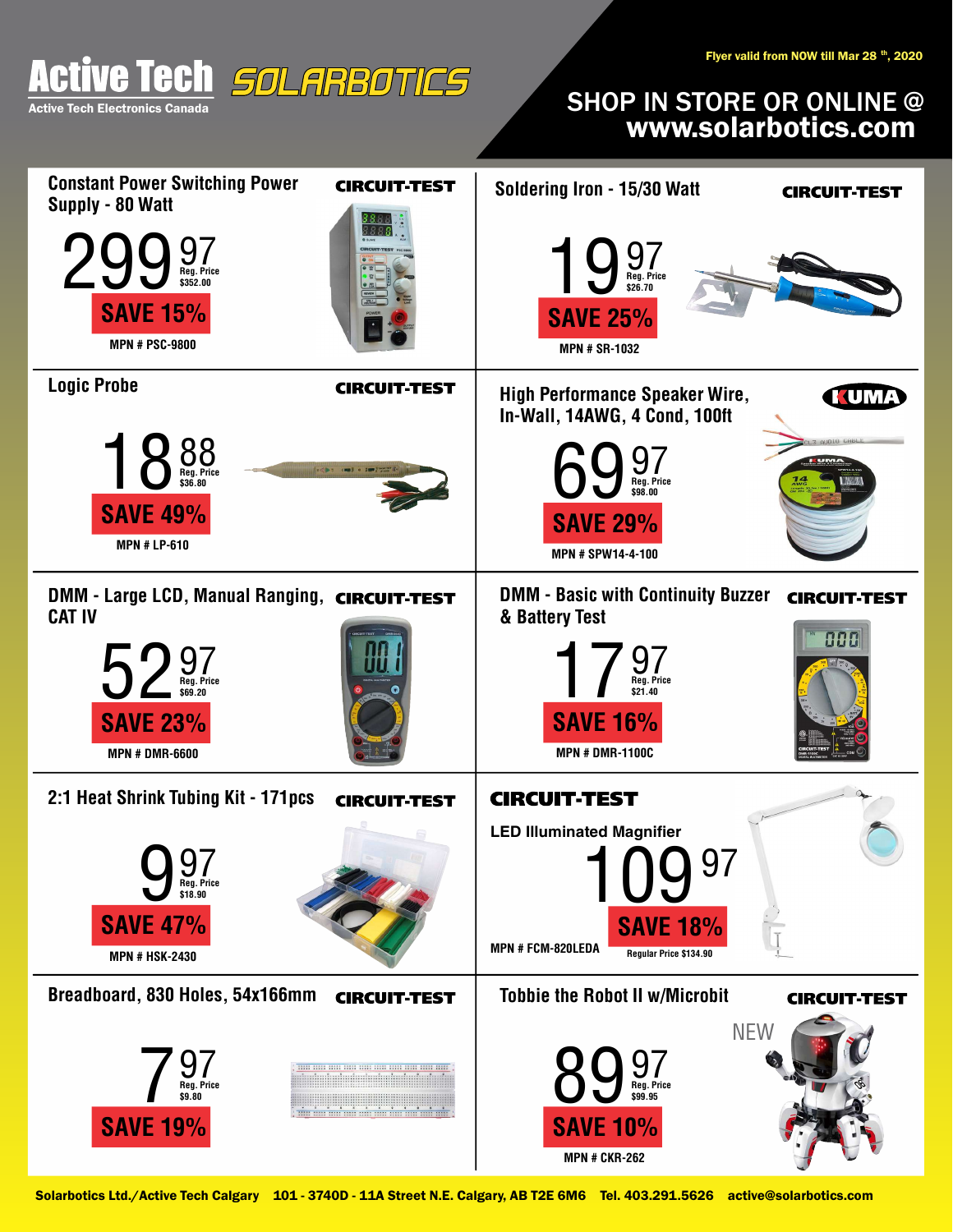# Active Tech SOLARBOTICS

Active Tech Electronics Canada

Flyer valid from NOW till Mar 28th, 2020

## SHOP IN STORE OR ONLINE @ www.solarbotics.com

---

### Constant Power Switching Power Supply - 80 Watt

CIRCUIT-TEST

**299.97** Reg. Price $352.00

**SAVE 15%**

MPN # PSC-9800

---

### Soldering Iron - 15/30 Watt

CIRCUIT-TEST

**19.97** Reg. Price $26.70

**SAVE 25%**

MPN # SR-1032

---

### Logic Probe

CIRCUIT-TEST

**18.88** Reg. Price $36.80

**SAVE 49%**

MPN # LP-610

---

### High Performance Speaker Wire, In-Wall, 14AWG, 4 Cond, 100ft

KUMA

**69.97** Reg. Price $98.00

**SAVE 29%**

MPN # SPW14-4-100

---

### DMM - Large LCD, Manual Ranging, CAT IV

CIRCUIT-TEST

**52.97** Reg. Price $69.20

**SAVE 23%**

MPN # DMR-6600

---

### DMM - Basic with Continuity Buzzer & Battery Test

CIRCUIT-TEST

**17.97** Reg. Price $21.40

**SAVE 16%**

MPN # DMR-1100C

---

### 2:1 Heat Shrink Tubing Kit - 171pcs

CIRCUIT-TEST

**9.97** Reg. Price $18.90

**SAVE 47%**

MPN # HSK-2430

---

### LED Illuminated Magnifier

CIRCUIT-TEST

**109.97**

**SAVE 18%**

MPN # FCM-820LEDA

Regular Price $134.90

---

### Breadboard, 830 Holes, 54x166mm

CIRCUIT-TEST

**7.97** Reg. Price $9.80

**SAVE 19%**

---

### Tobbie the Robot II w/Microbit

CIRCUIT-TEST

NEW

**89.97** Reg. Price $99.95

**SAVE 10%**

MPN # CKR-262

---

Solarbotics Ltd./Active Tech Calgary 101 - 3740D - 11A Street N.E. Calgary, AB T2E 6M6 Tel. 403.291.5626 active@solarbotics.com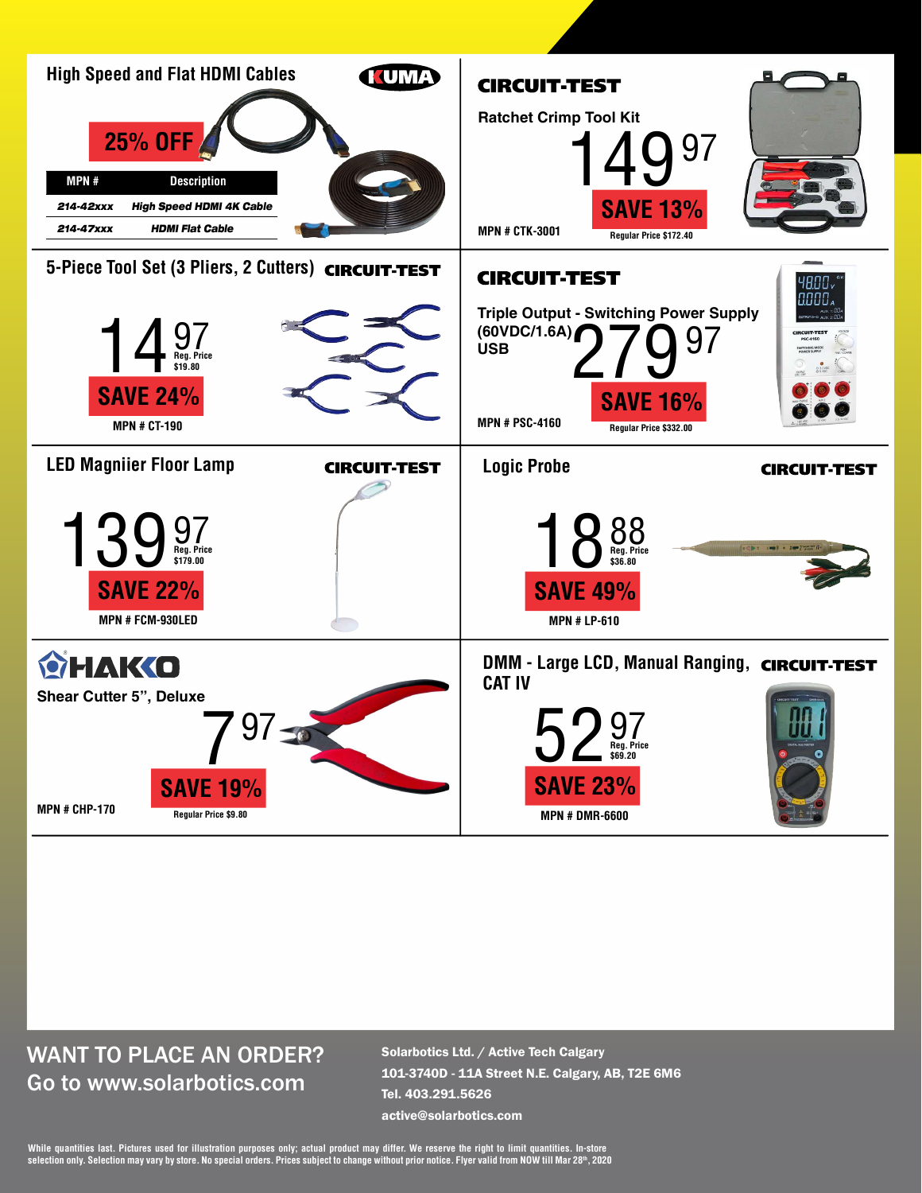## High Speed and Flat HDMI Cables

KUMA

**25% OFF**

| MPN # | Description |
|---|---|
| 214-42xxx | High Speed HDMI 4K Cable |
| 214-47xxx | HDMI Flat Cable |

## CIRCUIT-TEST

**Ratchet Crimp Tool Kit**

149.97

**SAVE 13%**

MPN # CTK-3001

Regular Price $172.40

## 5-Piece Tool Set (3 Pliers, 2 Cutters)

CIRCUIT-TEST

14.97

Reg. Price $19.80

**SAVE 24%**

MPN # CT-190

## CIRCUIT-TEST

**Triple Output - Switching Power Supply (60VDC/1.6A) USB**

279.97

**SAVE 16%**

MPN # PSC-4160

Regular Price $332.00

## LED Magniier Floor Lamp

CIRCUIT-TEST

139.97

Reg. Price $179.00

**SAVE 22%**

MPN # FCM-930LED

## Logic Probe

CIRCUIT-TEST

18.88

Reg. Price $36.80

**SAVE 49%**

MPN # LP-610

## HAKKO

**Shear Cutter 5", Deluxe**

7.97

**SAVE 19%**

MPN # CHP-170

Regular Price $9.80

## DMM - Large LCD, Manual Ranging, CAT IV

CIRCUIT-TEST

52.97

Reg. Price $69.20

**SAVE 23%**

MPN # DMR-6600

---

WANT TO PLACE AN ORDER?
Go to www.solarbotics.com

**Solarbotics Ltd. / Active Tech Calgary**
**101-3740D - 11A Street N.E. Calgary, AB, T2E 6M6**
**Tel. 403.291.5626**
**active@solarbotics.com**

While quantities last. Pictures used for illustration purposes only; actual product may differ. We reserve the right to limit quantities. In-store selection only. Selection may vary by store. No special orders. Prices subject to change without prior notice. Flyer valid from NOW till Mar 28th, 2020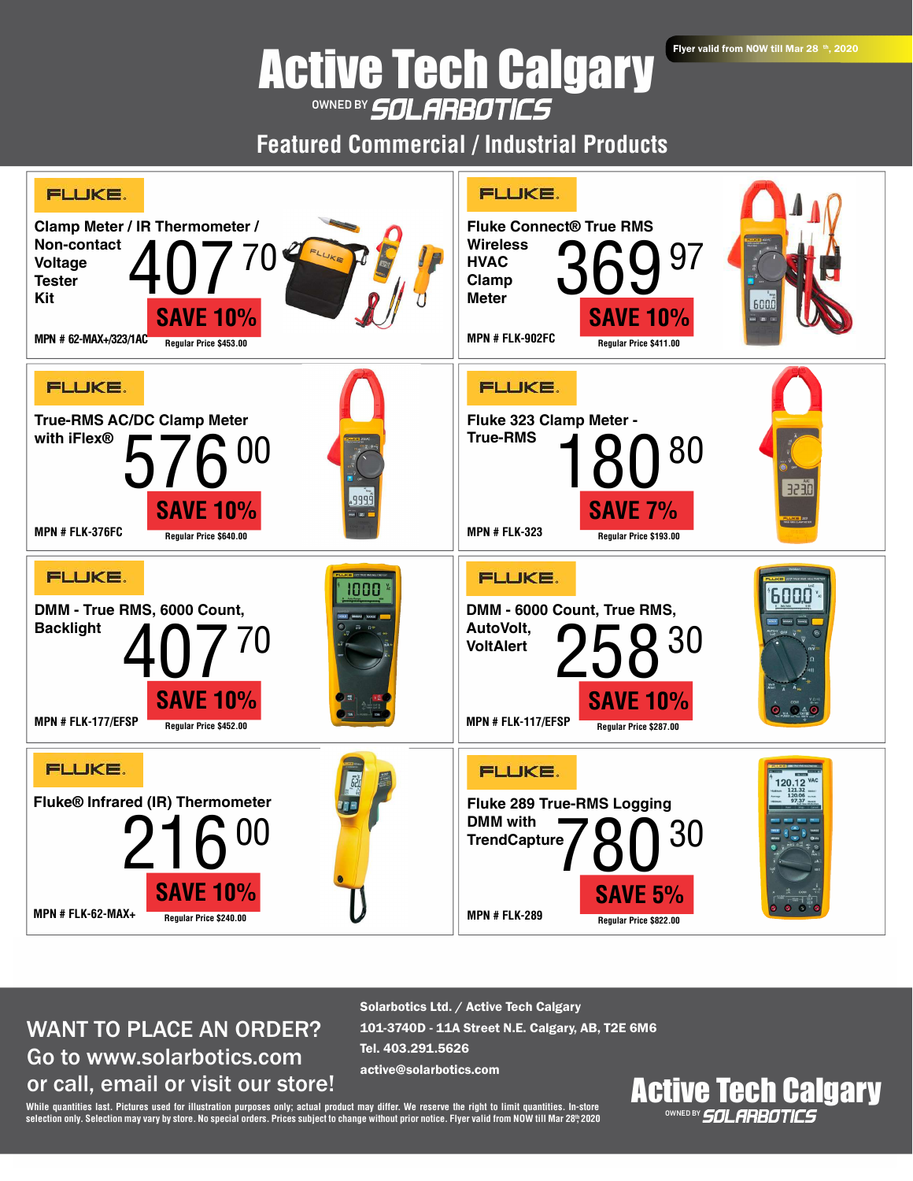Flyer valid from NOW till Mar 28th, 2020

# Active Tech Calgary

OWNED BY SOLARBOTICS

## Featured Commercial / Industrial Products

---

**FLUKE**

### Clamp Meter / IR Thermometer / Non-contact Voltage Tester Kit

**407.70**

**SAVE 10%**

MPN # 62-MAX+/323/1AC

Regular Price $453.00

---

**FLUKE**

### Fluke Connect® True RMS Wireless HVAC Clamp Meter

**369.97**

**SAVE 10%**

MPN # FLK-902FC

Regular Price $411.00

---

**FLUKE**

### True-RMS AC/DC Clamp Meter with iFlex®

**576.00**

**SAVE 10%**

MPN # FLK-376FC

Regular Price $640.00

---

**FLUKE**

### Fluke 323 Clamp Meter - True-RMS

**180.80**

**SAVE 7%**

MPN # FLK-323

Regular Price $193.00

---

**FLUKE**

### DMM - True RMS, 6000 Count, Backlight

**407.70**

**SAVE 10%**

MPN # FLK-177/EFSP

Regular Price $452.00

---

**FLUKE**

### DMM - 6000 Count, True RMS, AutoVolt, VoltAlert

**258.30**

**SAVE 10%**

MPN # FLK-117/EFSP

Regular Price $287.00

---

**FLUKE**

### Fluke® Infrared (IR) Thermometer

**216.00**

**SAVE 10%**

MPN # FLK-62-MAX+

Regular Price $240.00

---

**FLUKE**

### Fluke 289 True-RMS Logging DMM with TrendCapture

**780.30**

**SAVE 5%**

MPN # FLK-289

Regular Price $822.00

---

WANT TO PLACE AN ORDER?
Go to www.solarbotics.com
or call, email or visit our store!

**Solarbotics Ltd. / Active Tech Calgary**
**101-3740D - 11A Street N.E. Calgary, AB, T2E 6M6**
**Tel. 403.291.5626**
**active@solarbotics.com**

While quantities last. Pictures used for illustration purposes only; actual product may differ. We reserve the right to limit quantities. In-store selection only. Selection may vary by store. No special orders. Prices subject to change without prior notice. Flyer valid from NOW till Mar 28th 2020

**Active Tech Calgary**
OWNED BY SOLARBOTICS